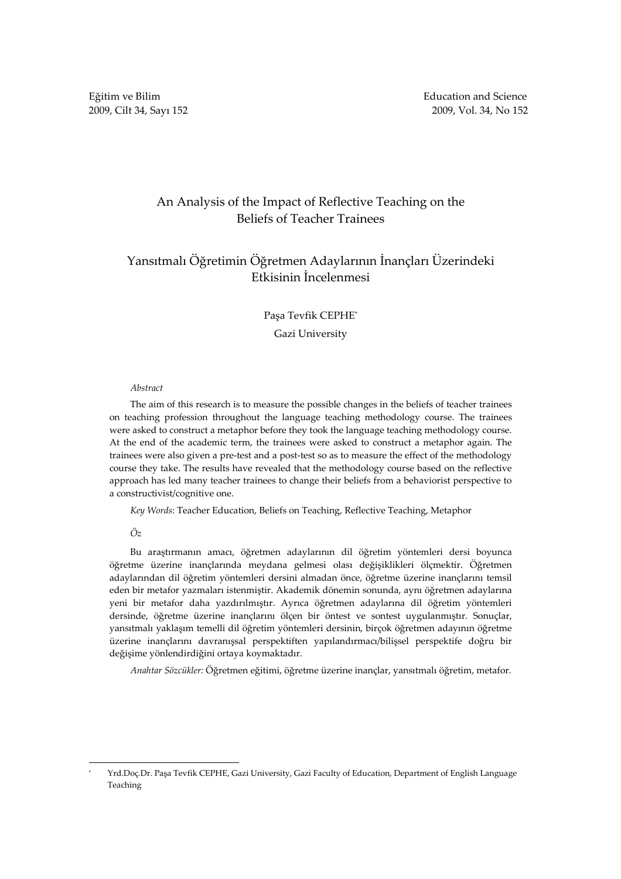# An Analysis of the Impact of Reflective Teaching on the Beliefs of Teacher Trainees

# Yansıtmalı Öğretimin Öğretmen Adaylarının İnançları Üzerindeki Etkisinin İncelenmesi

Paşa Tevfik CEPHE[*]

Gazi University

*Abstract*

The aim of this research is to measure the possible changes in the beliefs of teacher trainees on teaching profession throughout the language teaching methodology course. The trainees were asked to construct a metaphor before they took the language teaching methodology course. At the end of the academic term, the trainees were asked to construct a metaphor again. The trainees were also given a pre-test and a post-test so as to measure the effect of the methodology course they take. The results have revealed that the methodology course based on the reflective approach has led many teacher trainees to change their beliefs from a behaviorist perspective to a constructivist/cognitive one.

*Key Words*: Teacher Education, Beliefs on Teaching, Reflective Teaching, Metaphor

*Öz*

Bu araştırmanın amacı, öğretmen adaylarının dil öğretim yöntemleri dersi boyunca öğretme üzerine inançlarında meydana gelmesi olası değişiklikleri ölçmektir. Öğretmen adaylarından dil öğretim yöntemleri dersini almadan önce, öğretme üzerine inançlarını temsil eden bir metafor yazmaları istenmiştir. Akademik dönemin sonunda, aynı öğretmen adaylarına yeni bir metafor daha yazdırılmıştır. Ayrıca öğretmen adaylarına dil öğretim yöntemleri dersinde, öğretme üzerine inançlarını ölçen bir öntest ve sontest uygulanmıştır. Sonuçlar, yansıtmalı yaklaşım temelli dil öğretim yöntemleri dersinin, birçok öğretmen adayının öğretme üzerine inançlarını davranışsal perspektiften yapılandırmacı/bilişsel perspektife doğru bir değişime yönlendirdiğini ortaya koymaktadır.

*Anahtar Sözcükler:* Öğretmen eğitimi, öğretme üzerine inançlar, yansıtmalı öğretim, metafor.

[*] Yrd.Doç.Dr. Paşa Tevfik CEPHE, Gazi University, Gazi Faculty of Education, Department of English Language Teaching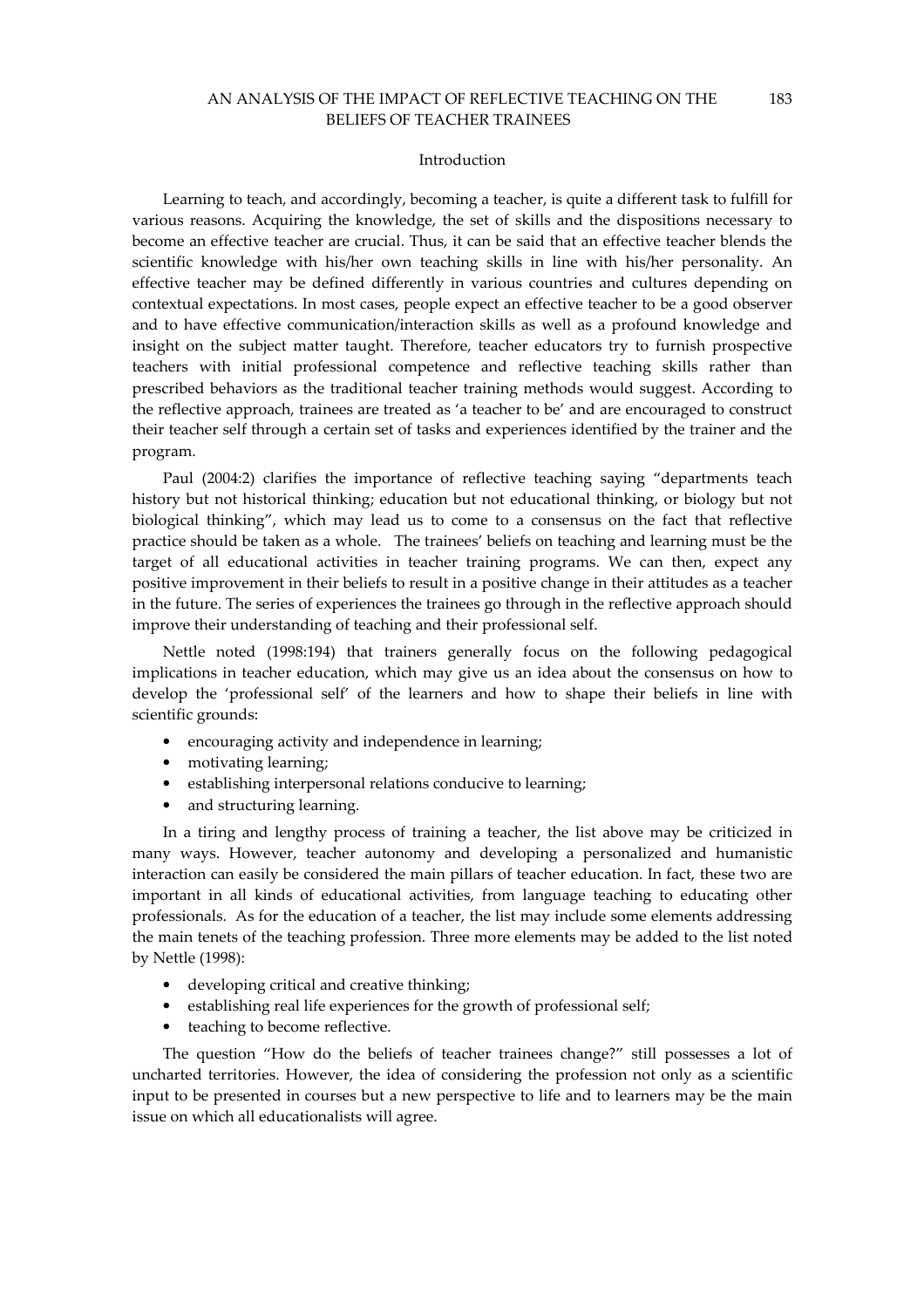## Introduction

Learning to teach, and accordingly, becoming a teacher, is quite a different task to fulfill for various reasons. Acquiring the knowledge, the set of skills and the dispositions necessary to become an effective teacher are crucial. Thus, it can be said that an effective teacher blends the scientific knowledge with his/her own teaching skills in line with his/her personality. An effective teacher may be defined differently in various countries and cultures depending on contextual expectations. In most cases, people expect an effective teacher to be a good observer and to have effective communication/interaction skills as well as a profound knowledge and insight on the subject matter taught. Therefore, teacher educators try to furnish prospective teachers with initial professional competence and reflective teaching skills rather than prescribed behaviors as the traditional teacher training methods would suggest. According to the reflective approach, trainees are treated as 'a teacher to be' and are encouraged to construct their teacher self through a certain set of tasks and experiences identified by the trainer and the program.

Paul (2004:2) clarifies the importance of reflective teaching saying "departments teach history but not historical thinking; education but not educational thinking, or biology but not biological thinking", which may lead us to come to a consensus on the fact that reflective practice should be taken as a whole. The trainees' beliefs on teaching and learning must be the target of all educational activities in teacher training programs. We can then, expect any positive improvement in their beliefs to result in a positive change in their attitudes as a teacher in the future. The series of experiences the trainees go through in the reflective approach should improve their understanding of teaching and their professional self.

Nettle noted (1998:194) that trainers generally focus on the following pedagogical implications in teacher education, which may give us an idea about the consensus on how to develop the 'professional self' of the learners and how to shape their beliefs in line with scientific grounds:

- encouraging activity and independence in learning;
- motivating learning;
- establishing interpersonal relations conducive to learning;
- and structuring learning.

In a tiring and lengthy process of training a teacher, the list above may be criticized in many ways. However, teacher autonomy and developing a personalized and humanistic interaction can easily be considered the main pillars of teacher education. In fact, these two are important in all kinds of educational activities, from language teaching to educating other professionals. As for the education of a teacher, the list may include some elements addressing the main tenets of the teaching profession. Three more elements may be added to the list noted by Nettle (1998):

- developing critical and creative thinking;
- establishing real life experiences for the growth of professional self;
- teaching to become reflective.

The question "How do the beliefs of teacher trainees change?" still possesses a lot of uncharted territories. However, the idea of considering the profession not only as a scientific input to be presented in courses but a new perspective to life and to learners may be the main issue on which all educationalists will agree.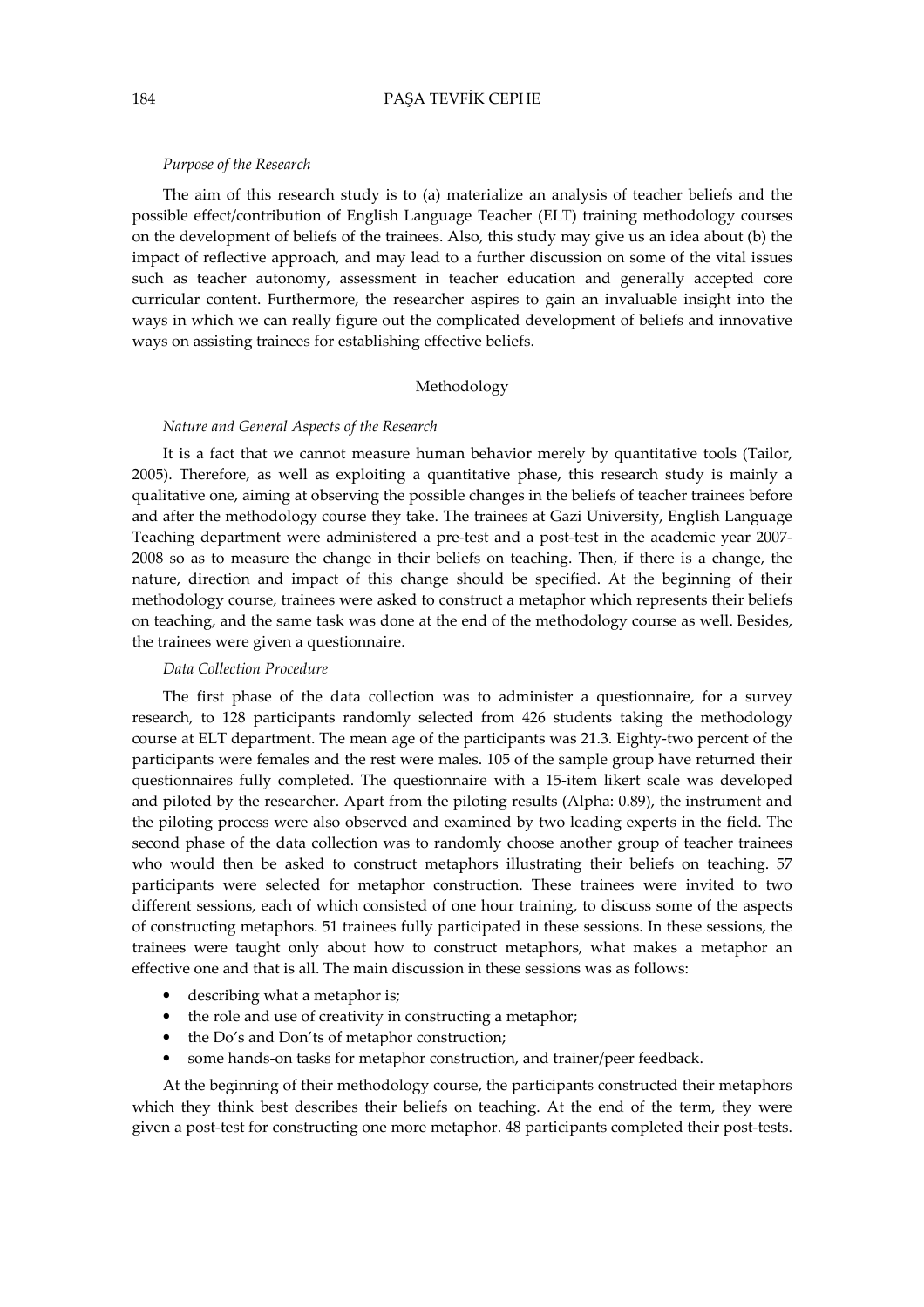*Purpose of the Research*

The aim of this research study is to (a) materialize an analysis of teacher beliefs and the possible effect/contribution of English Language Teacher (ELT) training methodology courses on the development of beliefs of the trainees. Also, this study may give us an idea about (b) the impact of reflective approach, and may lead to a further discussion on some of the vital issues such as teacher autonomy, assessment in teacher education and generally accepted core curricular content. Furthermore, the researcher aspires to gain an invaluable insight into the ways in which we can really figure out the complicated development of beliefs and innovative ways on assisting trainees for establishing effective beliefs.

## Methodology

*Nature and General Aspects of the Research*

It is a fact that we cannot measure human behavior merely by quantitative tools (Tailor, 2005). Therefore, as well as exploiting a quantitative phase, this research study is mainly a qualitative one, aiming at observing the possible changes in the beliefs of teacher trainees before and after the methodology course they take. The trainees at Gazi University, English Language Teaching department were administered a pre-test and a post-test in the academic year 2007-2008 so as to measure the change in their beliefs on teaching. Then, if there is a change, the nature, direction and impact of this change should be specified. At the beginning of their methodology course, trainees were asked to construct a metaphor which represents their beliefs on teaching, and the same task was done at the end of the methodology course as well. Besides, the trainees were given a questionnaire.

*Data Collection Procedure*

The first phase of the data collection was to administer a questionnaire, for a survey research, to 128 participants randomly selected from 426 students taking the methodology course at ELT department. The mean age of the participants was 21.3. Eighty-two percent of the participants were females and the rest were males. 105 of the sample group have returned their questionnaires fully completed. The questionnaire with a 15-item likert scale was developed and piloted by the researcher. Apart from the piloting results (Alpha: 0.89), the instrument and the piloting process were also observed and examined by two leading experts in the field. The second phase of the data collection was to randomly choose another group of teacher trainees who would then be asked to construct metaphors illustrating their beliefs on teaching. 57 participants were selected for metaphor construction. These trainees were invited to two different sessions, each of which consisted of one hour training, to discuss some of the aspects of constructing metaphors. 51 trainees fully participated in these sessions. In these sessions, the trainees were taught only about how to construct metaphors, what makes a metaphor an effective one and that is all. The main discussion in these sessions was as follows:

- describing what a metaphor is;
- the role and use of creativity in constructing a metaphor;
- the Do's and Don'ts of metaphor construction;
- some hands-on tasks for metaphor construction, and trainer/peer feedback.

At the beginning of their methodology course, the participants constructed their metaphors which they think best describes their beliefs on teaching. At the end of the term, they were given a post-test for constructing one more metaphor. 48 participants completed their post-tests.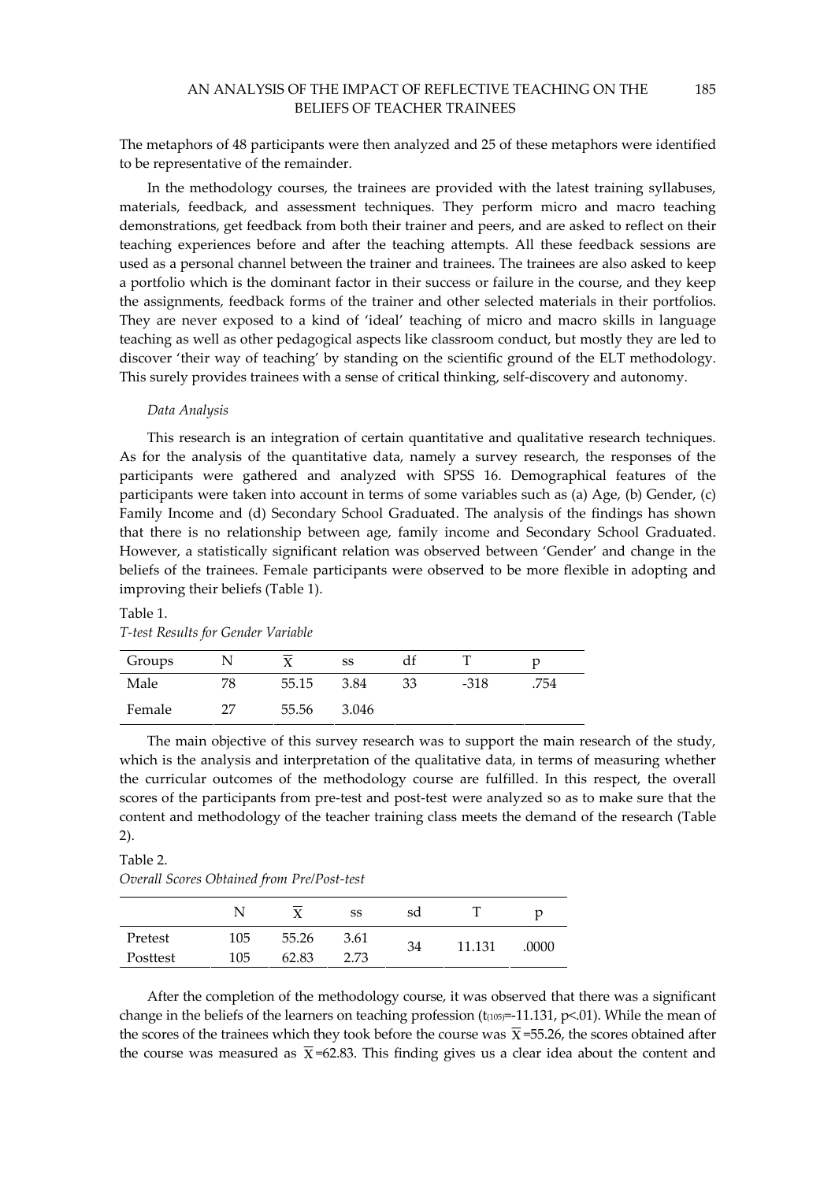The metaphors of 48 participants were then analyzed and 25 of these metaphors were identified to be representative of the remainder.

In the methodology courses, the trainees are provided with the latest training syllabuses, materials, feedback, and assessment techniques. They perform micro and macro teaching demonstrations, get feedback from both their trainer and peers, and are asked to reflect on their teaching experiences before and after the teaching attempts. All these feedback sessions are used as a personal channel between the trainer and trainees. The trainees are also asked to keep a portfolio which is the dominant factor in their success or failure in the course, and they keep the assignments, feedback forms of the trainer and other selected materials in their portfolios. They are never exposed to a kind of 'ideal' teaching of micro and macro skills in language teaching as well as other pedagogical aspects like classroom conduct, but mostly they are led to discover 'their way of teaching' by standing on the scientific ground of the ELT methodology. This surely provides trainees with a sense of critical thinking, self-discovery and autonomy.

*Data Analysis*

This research is an integration of certain quantitative and qualitative research techniques. As for the analysis of the quantitative data, namely a survey research, the responses of the participants were gathered and analyzed with SPSS 16. Demographical features of the participants were taken into account in terms of some variables such as (a) Age, (b) Gender, (c) Family Income and (d) Secondary School Graduated. The analysis of the findings has shown that there is no relationship between age, family income and Secondary School Graduated. However, a statistically significant relation was observed between 'Gender' and change in the beliefs of the trainees. Female participants were observed to be more flexible in adopting and improving their beliefs (Table 1).

Table 1.
*T-test Results for Gender Variable*

| Groups | N | $\overline{X}$ | ss | df | T | p |
|---|---|---|---|---|---|---|
| Male | 78 | 55.15 | 3.84 | 33 | -318 | .754 |
| Female | 27 | 55.56 | 3.046 | | | |

The main objective of this survey research was to support the main research of the study, which is the analysis and interpretation of the qualitative data, in terms of measuring whether the curricular outcomes of the methodology course are fulfilled. In this respect, the overall scores of the participants from pre-test and post-test were analyzed so as to make sure that the content and methodology of the teacher training class meets the demand of the research (Table 2).

Table 2.
*Overall Scores Obtained from Pre/Post-test*

| | N | $\overline{X}$ | ss | sd | T | p |
|---|---|---|---|---|---|---|
| Pretest | 105 | 55.26 | 3.61 | 34 | 11.131 | .0000 |
| Posttest | 105 | 62.83 | 2.73 | | | |

After the completion of the methodology course, it was observed that there was a significant change in the beliefs of the learners on teaching profession ($t_{(105)}$=-11.131, p<.01). While the mean of the scores of the trainees which they took before the course was $\overline{X}$=55.26, the scores obtained after the course was measured as $\overline{X}$=62.83. This finding gives us a clear idea about the content and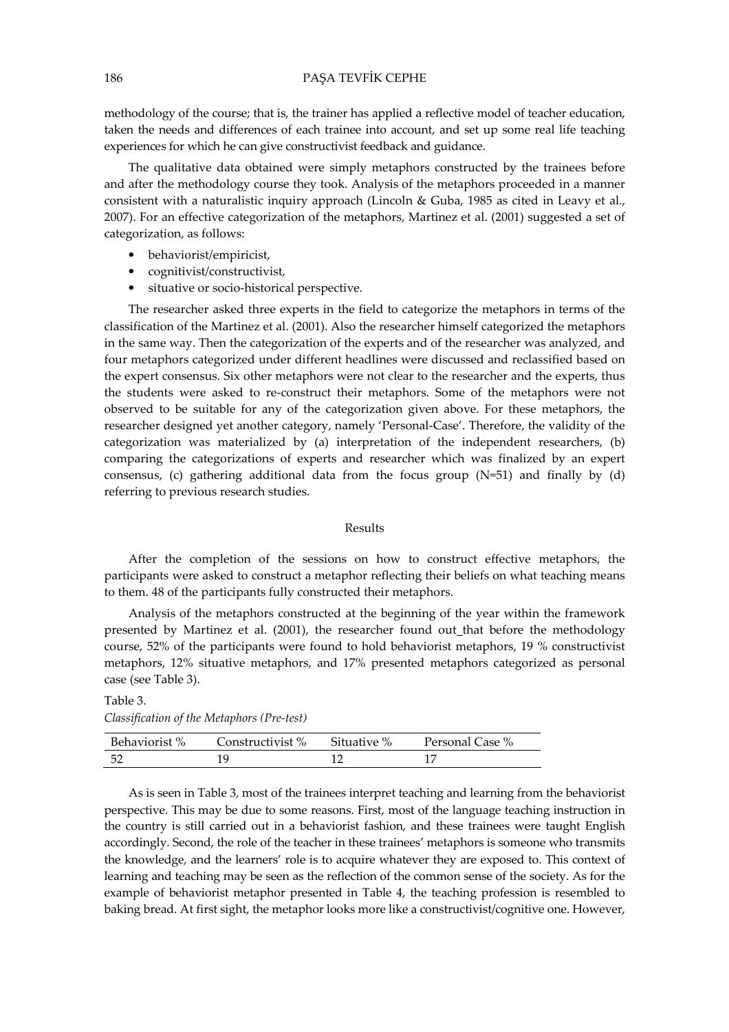methodology of the course; that is, the trainer has applied a reflective model of teacher education, taken the needs and differences of each trainee into account, and set up some real life teaching experiences for which he can give constructivist feedback and guidance.

The qualitative data obtained were simply metaphors constructed by the trainees before and after the methodology course they took. Analysis of the metaphors proceeded in a manner consistent with a naturalistic inquiry approach (Lincoln & Guba, 1985 as cited in Leavy et al., 2007). For an effective categorization of the metaphors, Martinez et al. (2001) suggested a set of categorization, as follows:

- behaviorist/empiricist,
- cognitivist/constructivist,
- situative or socio-historical perspective.

The researcher asked three experts in the field to categorize the metaphors in terms of the classification of the Martinez et al. (2001). Also the researcher himself categorized the metaphors in the same way. Then the categorization of the experts and of the researcher was analyzed, and four metaphors categorized under different headlines were discussed and reclassified based on the expert consensus. Six other metaphors were not clear to the researcher and the experts, thus the students were asked to re-construct their metaphors. Some of the metaphors were not observed to be suitable for any of the categorization given above. For these metaphors, the researcher designed yet another category, namely 'Personal-Case'. Therefore, the validity of the categorization was materialized by (a) interpretation of the independent researchers, (b) comparing the categorizations of experts and researcher which was finalized by an expert consensus, (c) gathering additional data from the focus group (N=51) and finally by (d) referring to previous research studies.

## Results

After the completion of the sessions on how to construct effective metaphors, the participants were asked to construct a metaphor reflecting their beliefs on what teaching means to them. 48 of the participants fully constructed their metaphors.

Analysis of the metaphors constructed at the beginning of the year within the framework presented by Martinez et al. (2001), the researcher found out_that before the methodology course, 52% of the participants were found to hold behaviorist metaphors, 19 % constructivist metaphors, 12% situative metaphors, and 17% presented metaphors categorized as personal case (see Table 3).

Table 3.

*Classification of the Metaphors (Pre-test)*

| Behaviorist % | Constructivist % | Situative % | Personal Case % |
|---|---|---|---|
| 52 | 19 | 12 | 17 |

As is seen in Table 3, most of the trainees interpret teaching and learning from the behaviorist perspective. This may be due to some reasons. First, most of the language teaching instruction in the country is still carried out in a behaviorist fashion, and these trainees were taught English accordingly. Second, the role of the teacher in these trainees' metaphors is someone who transmits the knowledge, and the learners' role is to acquire whatever they are exposed to. This context of learning and teaching may be seen as the reflection of the common sense of the society. As for the example of behaviorist metaphor presented in Table 4, the teaching profession is resembled to baking bread. At first sight, the metaphor looks more like a constructivist/cognitive one. However,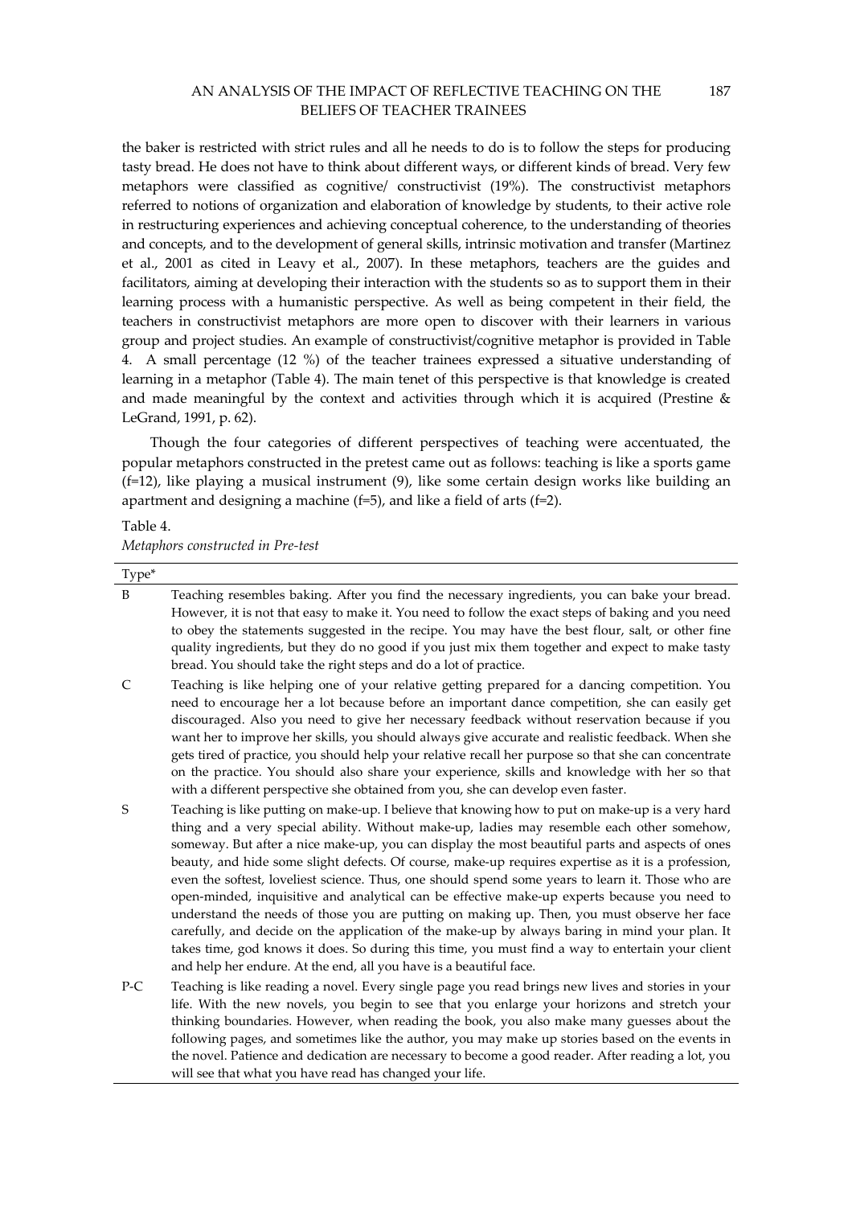the baker is restricted with strict rules and all he needs to do is to follow the steps for producing tasty bread. He does not have to think about different ways, or different kinds of bread. Very few metaphors were classified as cognitive/ constructivist (19%). The constructivist metaphors referred to notions of organization and elaboration of knowledge by students, to their active role in restructuring experiences and achieving conceptual coherence, to the understanding of theories and concepts, and to the development of general skills, intrinsic motivation and transfer (Martinez et al., 2001 as cited in Leavy et al., 2007). In these metaphors, teachers are the guides and facilitators, aiming at developing their interaction with the students so as to support them in their learning process with a humanistic perspective. As well as being competent in their field, the teachers in constructivist metaphors are more open to discover with their learners in various group and project studies. An example of constructivist/cognitive metaphor is provided in Table 4. A small percentage (12 %) of the teacher trainees expressed a situative understanding of learning in a metaphor (Table 4). The main tenet of this perspective is that knowledge is created and made meaningful by the context and activities through which it is acquired (Prestine & LeGrand, 1991, p. 62).

Though the four categories of different perspectives of teaching were accentuated, the popular metaphors constructed in the pretest came out as follows: teaching is like a sports game (f=12), like playing a musical instrument (9), like some certain design works like building an apartment and designing a machine (f=5), and like a field of arts (f=2).

Table 4.
*Metaphors constructed in Pre-test*

| Type* | |
|---|---|
| B | Teaching resembles baking. After you find the necessary ingredients, you can bake your bread. However, it is not that easy to make it. You need to follow the exact steps of baking and you need to obey the statements suggested in the recipe. You may have the best flour, salt, or other fine quality ingredients, but they do no good if you just mix them together and expect to make tasty bread. You should take the right steps and do a lot of practice. |
| C | Teaching is like helping one of your relative getting prepared for a dancing competition. You need to encourage her a lot because before an important dance competition, she can easily get discouraged. Also you need to give her necessary feedback without reservation because if you want her to improve her skills, you should always give accurate and realistic feedback. When she gets tired of practice, you should help your relative recall her purpose so that she can concentrate on the practice. You should also share your experience, skills and knowledge with her so that with a different perspective she obtained from you, she can develop even faster. |
| S | Teaching is like putting on make-up. I believe that knowing how to put on make-up is a very hard thing and a very special ability. Without make-up, ladies may resemble each other somehow, someway. But after a nice make-up, you can display the most beautiful parts and aspects of ones beauty, and hide some slight defects. Of course, make-up requires expertise as it is a profession, even the softest, loveliest science. Thus, one should spend some years to learn it. Those who are open-minded, inquisitive and analytical can be effective make-up experts because you need to understand the needs of those you are putting on making up. Then, you must observe her face carefully, and decide on the application of the make-up by always baring in mind your plan. It takes time, god knows it does. So during this time, you must find a way to entertain your client and help her endure. At the end, all you have is a beautiful face. |
| P-C | Teaching is like reading a novel. Every single page you read brings new lives and stories in your life. With the new novels, you begin to see that you enlarge your horizons and stretch your thinking boundaries. However, when reading the book, you also make many guesses about the following pages, and sometimes like the author, you may make up stories based on the events in the novel. Patience and dedication are necessary to become a good reader. After reading a lot, you will see that what you have read has changed your life. |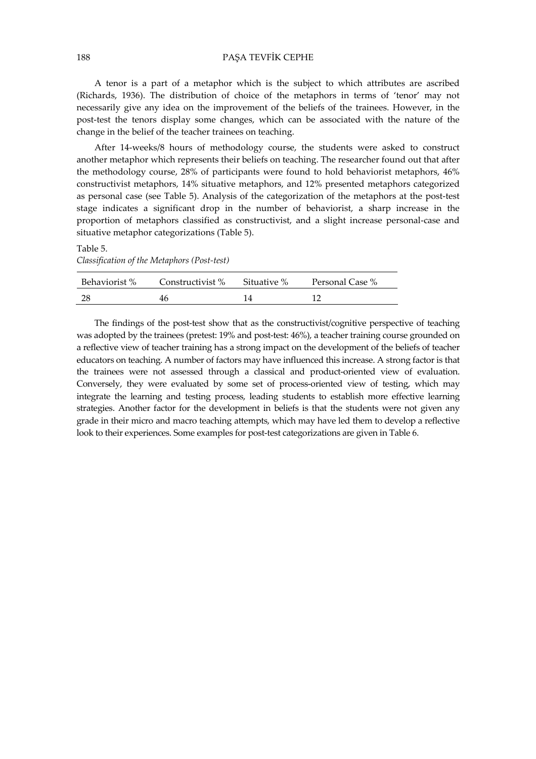A tenor is a part of a metaphor which is the subject to which attributes are ascribed (Richards, 1936). The distribution of choice of the metaphors in terms of 'tenor' may not necessarily give any idea on the improvement of the beliefs of the trainees. However, in the post-test the tenors display some changes, which can be associated with the nature of the change in the belief of the teacher trainees on teaching.

After 14-weeks/8 hours of methodology course, the students were asked to construct another metaphor which represents their beliefs on teaching. The researcher found out that after the methodology course, 28% of participants were found to hold behaviorist metaphors, 46% constructivist metaphors, 14% situative metaphors, and 12% presented metaphors categorized as personal case (see Table 5). Analysis of the categorization of the metaphors at the post-test stage indicates a significant drop in the number of behaviorist, a sharp increase in the proportion of metaphors classified as constructivist, and a slight increase personal-case and situative metaphor categorizations (Table 5).

Table 5.
*Classification of the Metaphors (Post-test)*

| Behaviorist % | Constructivist % | Situative % | Personal Case % |
|---|---|---|---|
| 28 | 46 | 14 | 12 |

The findings of the post-test show that as the constructivist/cognitive perspective of teaching was adopted by the trainees (pretest: 19% and post-test: 46%), a teacher training course grounded on a reflective view of teacher training has a strong impact on the development of the beliefs of teacher educators on teaching. A number of factors may have influenced this increase. A strong factor is that the trainees were not assessed through a classical and product-oriented view of evaluation. Conversely, they were evaluated by some set of process-oriented view of testing, which may integrate the learning and testing process, leading students to establish more effective learning strategies. Another factor for the development in beliefs is that the students were not given any grade in their micro and macro teaching attempts, which may have led them to develop a reflective look to their experiences. Some examples for post-test categorizations are given in Table 6.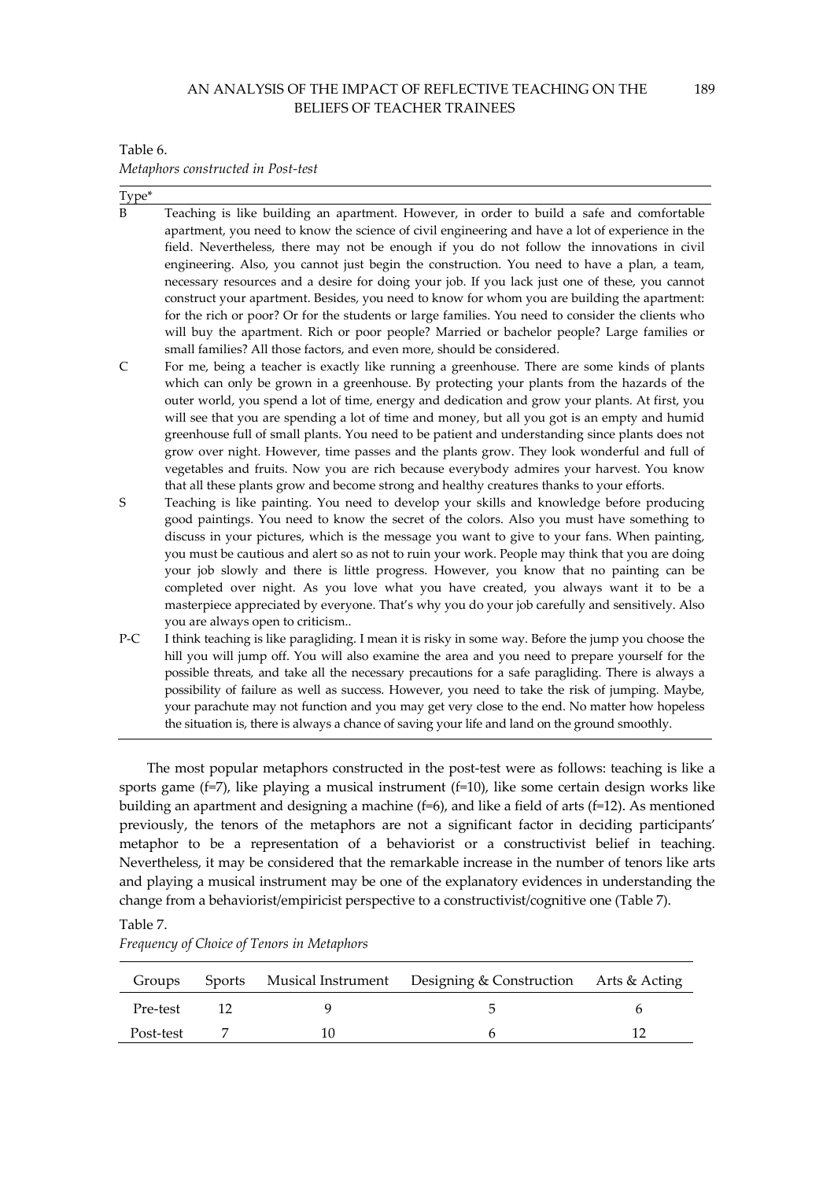Table 6.

*Metaphors constructed in Post-test*

| Type* | |
|---|---|
| B | Teaching is like building an apartment. However, in order to build a safe and comfortable apartment, you need to know the science of civil engineering and have a lot of experience in the field. Nevertheless, there may not be enough if you do not follow the innovations in civil engineering. Also, you cannot just begin the construction. You need to have a plan, a team, necessary resources and a desire for doing your job. If you lack just one of these, you cannot construct your apartment. Besides, you need to know for whom you are building the apartment: for the rich or poor? Or for the students or large families. You need to consider the clients who will buy the apartment. Rich or poor people? Married or bachelor people? Large families or small families? All those factors, and even more, should be considered. |
| C | For me, being a teacher is exactly like running a greenhouse. There are some kinds of plants which can only be grown in a greenhouse. By protecting your plants from the hazards of the outer world, you spend a lot of time, energy and dedication and grow your plants. At first, you will see that you are spending a lot of time and money, but all you got is an empty and humid greenhouse full of small plants. You need to be patient and understanding since plants does not grow over night. However, time passes and the plants grow. They look wonderful and full of vegetables and fruits. Now you are rich because everybody admires your harvest. You know that all these plants grow and become strong and healthy creatures thanks to your efforts. |
| S | Teaching is like painting. You need to develop your skills and knowledge before producing good paintings. You need to know the secret of the colors. Also you must have something to discuss in your pictures, which is the message you want to give to your fans. When painting, you must be cautious and alert so as not to ruin your work. People may think that you are doing your job slowly and there is little progress. However, you know that no painting can be completed over night. As you love what you have created, you always want it to be a masterpiece appreciated by everyone. That's why you do your job carefully and sensitively. Also you are always open to criticism.. |
| P-C | I think teaching is like paragliding. I mean it is risky in some way. Before the jump you choose the hill you will jump off. You will also examine the area and you need to prepare yourself for the possible threats, and take all the necessary precautions for a safe paragliding. There is always a possibility of failure as well as success. However, you need to take the risk of jumping. Maybe, your parachute may not function and you may get very close to the end. No matter how hopeless the situation is, there is always a chance of saving your life and land on the ground smoothly. |

The most popular metaphors constructed in the post-test were as follows: teaching is like a sports game (f=7), like playing a musical instrument (f=10), like some certain design works like building an apartment and designing a machine (f=6), and like a field of arts (f=12). As mentioned previously, the tenors of the metaphors are not a significant factor in deciding participants' metaphor to be a representation of a behaviorist or a constructivist belief in teaching. Nevertheless, it may be considered that the remarkable increase in the number of tenors like arts and playing a musical instrument may be one of the explanatory evidences in understanding the change from a behaviorist/empiricist perspective to a constructivist/cognitive one (Table 7).

Table 7.

*Frequency of Choice of Tenors in Metaphors*

| Groups | Sports | Musical Instrument | Designing & Construction | Arts & Acting |
|---|---|---|---|---|
| Pre-test | 12 | 9 | 5 | 6 |
| Post-test | 7 | 10 | 6 | 12 |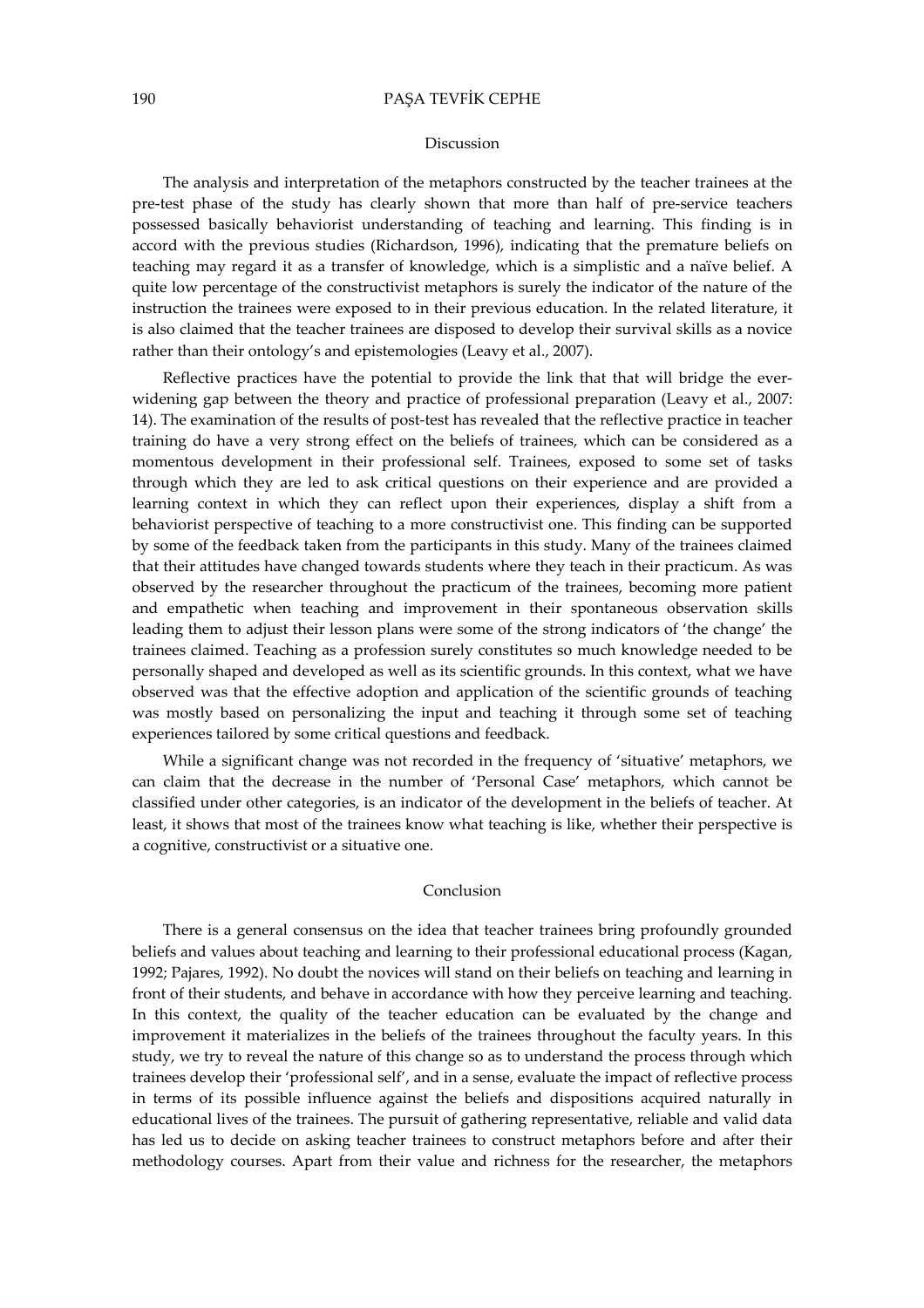## Discussion

The analysis and interpretation of the metaphors constructed by the teacher trainees at the pre-test phase of the study has clearly shown that more than half of pre-service teachers possessed basically behaviorist understanding of teaching and learning. This finding is in accord with the previous studies (Richardson, 1996), indicating that the premature beliefs on teaching may regard it as a transfer of knowledge, which is a simplistic and a naïve belief. A quite low percentage of the constructivist metaphors is surely the indicator of the nature of the instruction the trainees were exposed to in their previous education. In the related literature, it is also claimed that the teacher trainees are disposed to develop their survival skills as a novice rather than their ontology's and epistemologies (Leavy et al., 2007).

Reflective practices have the potential to provide the link that that will bridge the ever-widening gap between the theory and practice of professional preparation (Leavy et al., 2007: 14). The examination of the results of post-test has revealed that the reflective practice in teacher training do have a very strong effect on the beliefs of trainees, which can be considered as a momentous development in their professional self. Trainees, exposed to some set of tasks through which they are led to ask critical questions on their experience and are provided a learning context in which they can reflect upon their experiences, display a shift from a behaviorist perspective of teaching to a more constructivist one. This finding can be supported by some of the feedback taken from the participants in this study. Many of the trainees claimed that their attitudes have changed towards students where they teach in their practicum. As was observed by the researcher throughout the practicum of the trainees, becoming more patient and empathetic when teaching and improvement in their spontaneous observation skills leading them to adjust their lesson plans were some of the strong indicators of 'the change' the trainees claimed. Teaching as a profession surely constitutes so much knowledge needed to be personally shaped and developed as well as its scientific grounds. In this context, what we have observed was that the effective adoption and application of the scientific grounds of teaching was mostly based on personalizing the input and teaching it through some set of teaching experiences tailored by some critical questions and feedback.

While a significant change was not recorded in the frequency of 'situative' metaphors, we can claim that the decrease in the number of 'Personal Case' metaphors, which cannot be classified under other categories, is an indicator of the development in the beliefs of teacher. At least, it shows that most of the trainees know what teaching is like, whether their perspective is a cognitive, constructivist or a situative one.

## Conclusion

There is a general consensus on the idea that teacher trainees bring profoundly grounded beliefs and values about teaching and learning to their professional educational process (Kagan, 1992; Pajares, 1992). No doubt the novices will stand on their beliefs on teaching and learning in front of their students, and behave in accordance with how they perceive learning and teaching. In this context, the quality of the teacher education can be evaluated by the change and improvement it materializes in the beliefs of the trainees throughout the faculty years. In this study, we try to reveal the nature of this change so as to understand the process through which trainees develop their 'professional self', and in a sense, evaluate the impact of reflective process in terms of its possible influence against the beliefs and dispositions acquired naturally in educational lives of the trainees. The pursuit of gathering representative, reliable and valid data has led us to decide on asking teacher trainees to construct metaphors before and after their methodology courses. Apart from their value and richness for the researcher, the metaphors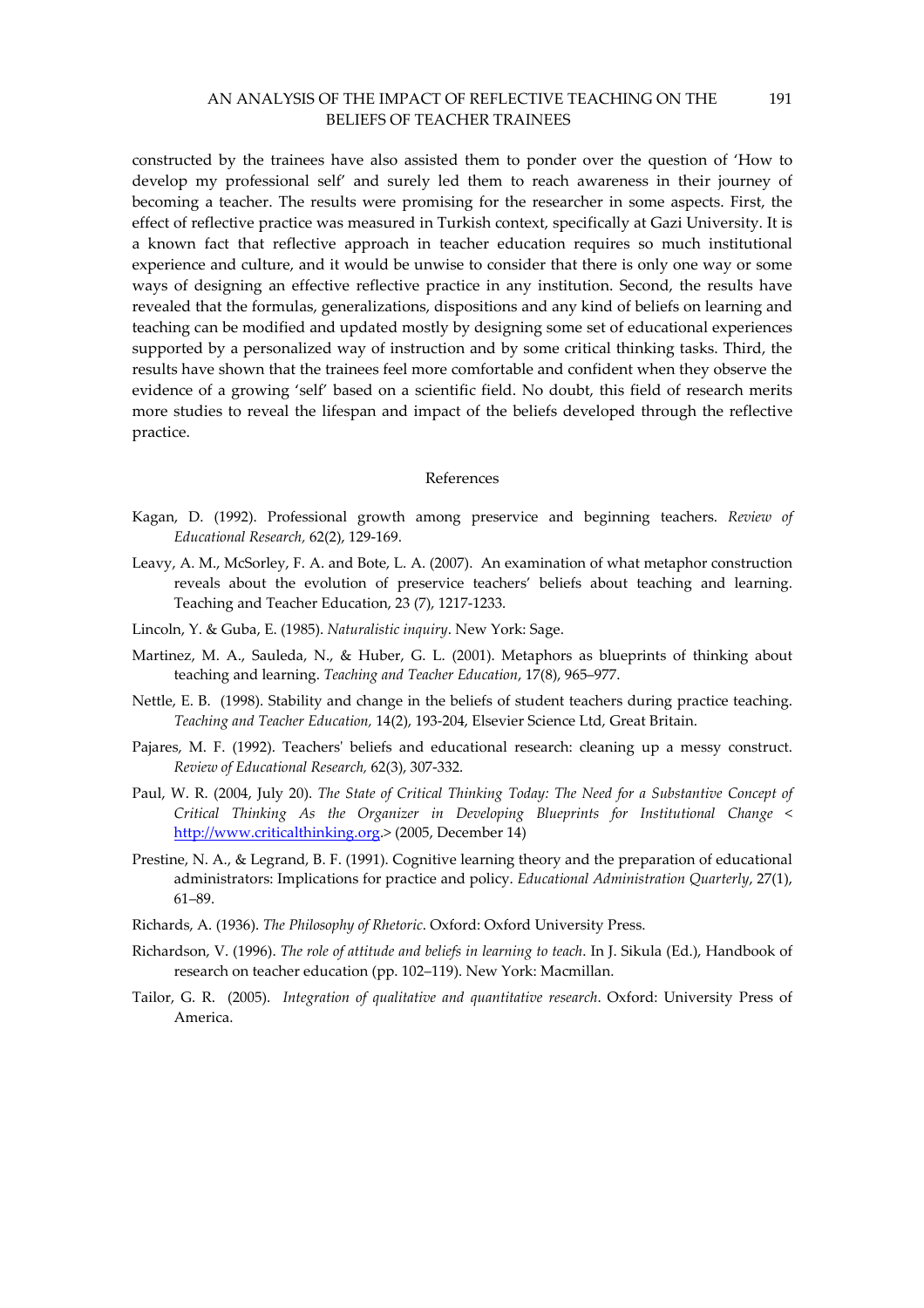constructed by the trainees have also assisted them to ponder over the question of 'How to develop my professional self' and surely led them to reach awareness in their journey of becoming a teacher. The results were promising for the researcher in some aspects. First, the effect of reflective practice was measured in Turkish context, specifically at Gazi University. It is a known fact that reflective approach in teacher education requires so much institutional experience and culture, and it would be unwise to consider that there is only one way or some ways of designing an effective reflective practice in any institution. Second, the results have revealed that the formulas, generalizations, dispositions and any kind of beliefs on learning and teaching can be modified and updated mostly by designing some set of educational experiences supported by a personalized way of instruction and by some critical thinking tasks. Third, the results have shown that the trainees feel more comfortable and confident when they observe the evidence of a growing 'self' based on a scientific field. No doubt, this field of research merits more studies to reveal the lifespan and impact of the beliefs developed through the reflective practice.

## References

Kagan, D. (1992). Professional growth among preservice and beginning teachers. *Review of Educational Research,* 62(2), 129-169.

Leavy, A. M., McSorley, F. A. and Bote, L. A. (2007). An examination of what metaphor construction reveals about the evolution of preservice teachers' beliefs about teaching and learning. Teaching and Teacher Education, 23 (7), 1217-1233.

Lincoln, Y. & Guba, E. (1985). *Naturalistic inquiry*. New York: Sage.

Martinez, M. A., Sauleda, N., & Huber, G. L. (2001). Metaphors as blueprints of thinking about teaching and learning. *Teaching and Teacher Education*, 17(8), 965–977.

Nettle, E. B. (1998). Stability and change in the beliefs of student teachers during practice teaching. *Teaching and Teacher Education,* 14(2), 193-204, Elsevier Science Ltd, Great Britain.

Pajares, M. F. (1992). Teachers' beliefs and educational research: cleaning up a messy construct. *Review of Educational Research,* 62(3), 307-332.

Paul, W. R. (2004, July 20). *The State of Critical Thinking Today: The Need for a Substantive Concept of Critical Thinking As the Organizer in Developing Blueprints for Institutional Change* < http://www.criticalthinking.org.> (2005, December 14)

Prestine, N. A., & Legrand, B. F. (1991). Cognitive learning theory and the preparation of educational administrators: Implications for practice and policy. *Educational Administration Quarterly*, 27(1), 61–89.

Richards, A. (1936). *The Philosophy of Rhetoric*. Oxford: Oxford University Press.

Richardson, V. (1996). *The role of attitude and beliefs in learning to teach*. In J. Sikula (Ed.), Handbook of research on teacher education (pp. 102–119). New York: Macmillan.

Tailor, G. R. (2005). *Integration of qualitative and quantitative research*. Oxford: University Press of America.